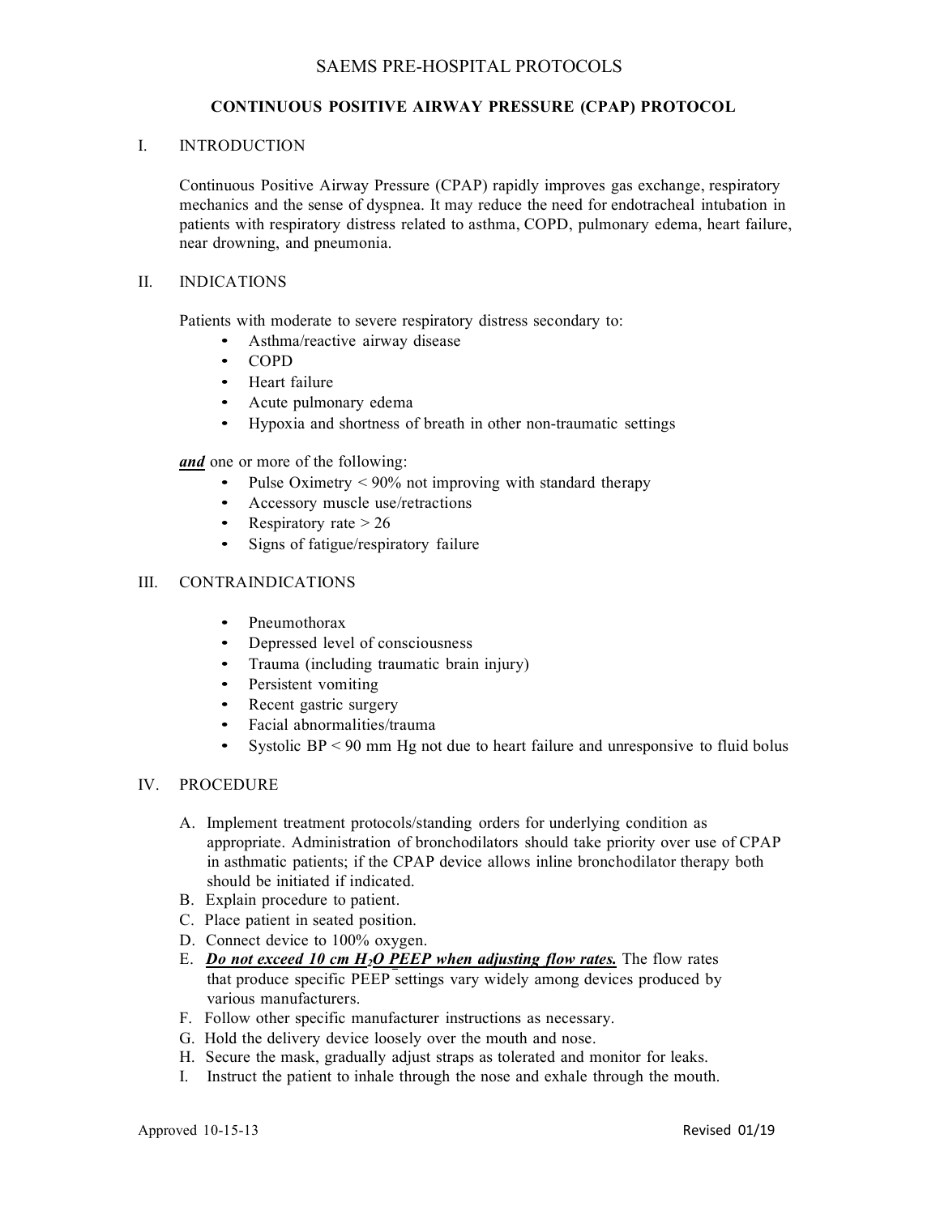# SAEMS PRE-HOSPITAL PROTOCOLS

## CONTINUOUS POSITIVE AIRWAY PRESSURE (CPAP) PROTOCOL

### I. INTRODUCTION

Continuous Positive Airway Pressure (CPAP) rapidly improves gas exchange, respiratory mechanics and the sense of dyspnea. It may reduce the need for endotracheal intubation in patients with respiratory distress related to asthma, COPD, pulmonary edema, heart failure, near drowning, and pneumonia.

### II. INDICATIONS

Patients with moderate to severe respiratory distress secondary to:

- Asthma/reactive airway disease
- COPD
- Heart failure
- Acute pulmonary edema
- Hypoxia and shortness of breath in other non-traumatic settings

***and*** one or more of the following:

- Pulse Oximetry < 90% not improving with standard therapy
- Accessory muscle use/retractions
- Respiratory rate > 26
- Signs of fatigue/respiratory failure

### III. CONTRAINDICATIONS

- Pneumothorax
- Depressed level of consciousness
- Trauma (including traumatic brain injury)
- Persistent vomiting
- Recent gastric surgery
- Facial abnormalities/trauma
- Systolic BP < 90 mm Hg not due to heart failure and unresponsive to fluid bolus

### IV. PROCEDURE

A. Implement treatment protocols/standing orders for underlying condition as appropriate. Administration of bronchodilators should take priority over use of CPAP in asthmatic patients; if the CPAP device allows inline bronchodilator therapy both should be initiated if indicated.

B. Explain procedure to patient.

C. Place patient in seated position.

D. Connect device to 100% oxygen.

E. ***Do not exceed 10 cm $H_2O$ PEEP when adjusting flow rates.*** The flow rates that produce specific PEEP settings vary widely among devices produced by various manufacturers.

F. Follow other specific manufacturer instructions as necessary.

G. Hold the delivery device loosely over the mouth and nose.

H. Secure the mask, gradually adjust straps as tolerated and monitor for leaks.

I. Instruct the patient to inhale through the nose and exhale through the mouth.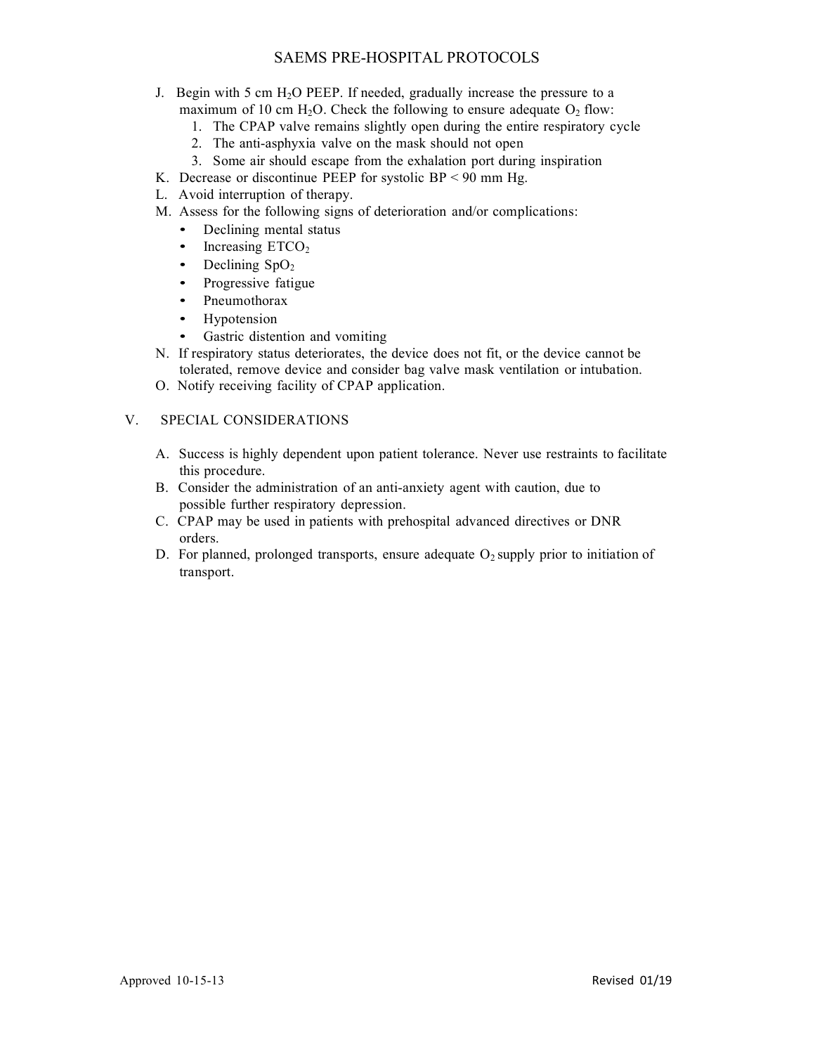J. Begin with 5 cm $H_2O$ PEEP. If needed, gradually increase the pressure to a maximum of 10 cm $H_2O$. Check the following to ensure adequate $O_2$ flow:
   1. The CPAP valve remains slightly open during the entire respiratory cycle
   2. The anti-asphyxia valve on the mask should not open
   3. Some air should escape from the exhalation port during inspiration

K. Decrease or discontinue PEEP for systolic BP < 90 mm Hg.

L. Avoid interruption of therapy.

M. Assess for the following signs of deterioration and/or complications:
   - Declining mental status
   - Increasing $ETCO_2$
   - Declining $SpO_2$
   - Progressive fatigue
   - Pneumothorax
   - Hypotension
   - Gastric distention and vomiting

N. If respiratory status deteriorates, the device does not fit, or the device cannot be tolerated, remove device and consider bag valve mask ventilation or intubation.

O. Notify receiving facility of CPAP application.

## V. SPECIAL CONSIDERATIONS

A. Success is highly dependent upon patient tolerance. Never use restraints to facilitate this procedure.

B. Consider the administration of an anti-anxiety agent with caution, due to possible further respiratory depression.

C. CPAP may be used in patients with prehospital advanced directives or DNR orders.

D. For planned, prolonged transports, ensure adequate $O_2$ supply prior to initiation of transport.